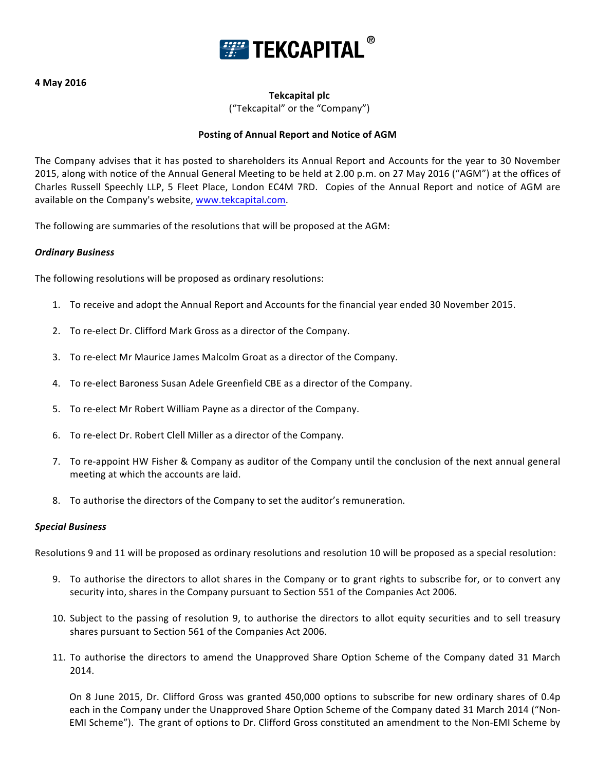**4 May 2016**

**Tekcapital plc**

("Tekcapital" or the "Company")

**Posting of Annual Report and Notice of AGM**

The Company advises that it has posted to shareholders its Annual Report and Accounts for the year to 30 November 2015, along with notice of the Annual General Meeting to be held at 2.00 p.m. on 27 May 2016 ("AGM") at the offices of Charles Russell Speechly LLP, 5 Fleet Place, London EC4M 7RD. Copies of the Annual Report and notice of AGM are available on the Company's website, www.tekcapital.com.

The following are summaries of the resolutions that will be proposed at the AGM:

***Ordinary Business***

The following resolutions will be proposed as ordinary resolutions:

1. To receive and adopt the Annual Report and Accounts for the financial year ended 30 November 2015.
2. To re-elect Dr. Clifford Mark Gross as a director of the Company.
3. To re-elect Mr Maurice James Malcolm Groat as a director of the Company.
4. To re-elect Baroness Susan Adele Greenfield CBE as a director of the Company.
5. To re-elect Mr Robert William Payne as a director of the Company.
6. To re-elect Dr. Robert Clell Miller as a director of the Company.
7. To re-appoint HW Fisher & Company as auditor of the Company until the conclusion of the next annual general meeting at which the accounts are laid.
8. To authorise the directors of the Company to set the auditor's remuneration.

***Special Business***

Resolutions 9 and 11 will be proposed as ordinary resolutions and resolution 10 will be proposed as a special resolution:

9. To authorise the directors to allot shares in the Company or to grant rights to subscribe for, or to convert any security into, shares in the Company pursuant to Section 551 of the Companies Act 2006.
10. Subject to the passing of resolution 9, to authorise the directors to allot equity securities and to sell treasury shares pursuant to Section 561 of the Companies Act 2006.
11. To authorise the directors to amend the Unapproved Share Option Scheme of the Company dated 31 March 2014.

    On 8 June 2015, Dr. Clifford Gross was granted 450,000 options to subscribe for new ordinary shares of 0.4p each in the Company under the Unapproved Share Option Scheme of the Company dated 31 March 2014 ("Non-EMI Scheme"). The grant of options to Dr. Clifford Gross constituted an amendment to the Non-EMI Scheme by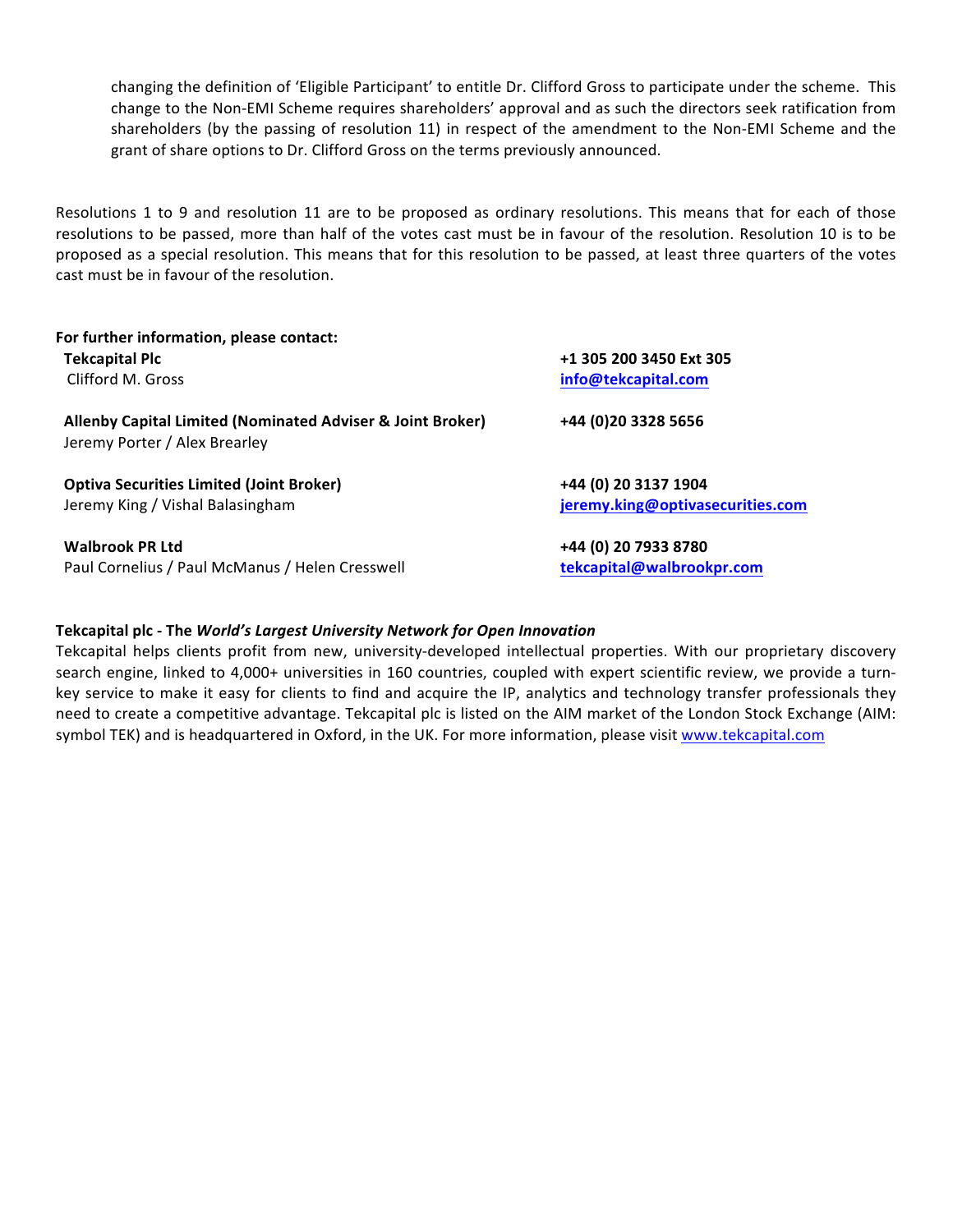changing the definition of 'Eligible Participant' to entitle Dr. Clifford Gross to participate under the scheme. This change to the Non-EMI Scheme requires shareholders' approval and as such the directors seek ratification from shareholders (by the passing of resolution 11) in respect of the amendment to the Non-EMI Scheme and the grant of share options to Dr. Clifford Gross on the terms previously announced.

Resolutions 1 to 9 and resolution 11 are to be proposed as ordinary resolutions. This means that for each of those resolutions to be passed, more than half of the votes cast must be in favour of the resolution. Resolution 10 is to be proposed as a special resolution. This means that for this resolution to be passed, at least three quarters of the votes cast must be in favour of the resolution.

**For further information, please contact:**

| | |
|---|---|
| **Tekcapital Plc**<br>Clifford M. Gross | **+1 305 200 3450 Ext 305**<br>**info@tekcapital.com** |
| **Allenby Capital Limited (Nominated Adviser & Joint Broker)**<br>Jeremy Porter / Alex Brearley | **+44 (0)20 3328 5656** |
| **Optiva Securities Limited (Joint Broker)**<br>Jeremy King / Vishal Balasingham | **+44 (0) 20 3137 1904**<br>**jeremy.king@optivasecurities.com** |
| **Walbrook PR Ltd**<br>Paul Cornelius / Paul McManus / Helen Cresswell | **+44 (0) 20 7933 8780**<br>**tekcapital@walbrookpr.com** |

**Tekcapital plc - The *World's Largest University Network for Open Innovation***

Tekcapital helps clients profit from new, university-developed intellectual properties. With our proprietary discovery search engine, linked to 4,000+ universities in 160 countries, coupled with expert scientific review, we provide a turn-key service to make it easy for clients to find and acquire the IP, analytics and technology transfer professionals they need to create a competitive advantage. Tekcapital plc is listed on the AIM market of the London Stock Exchange (AIM: symbol TEK) and is headquartered in Oxford, in the UK. For more information, please visit www.tekcapital.com